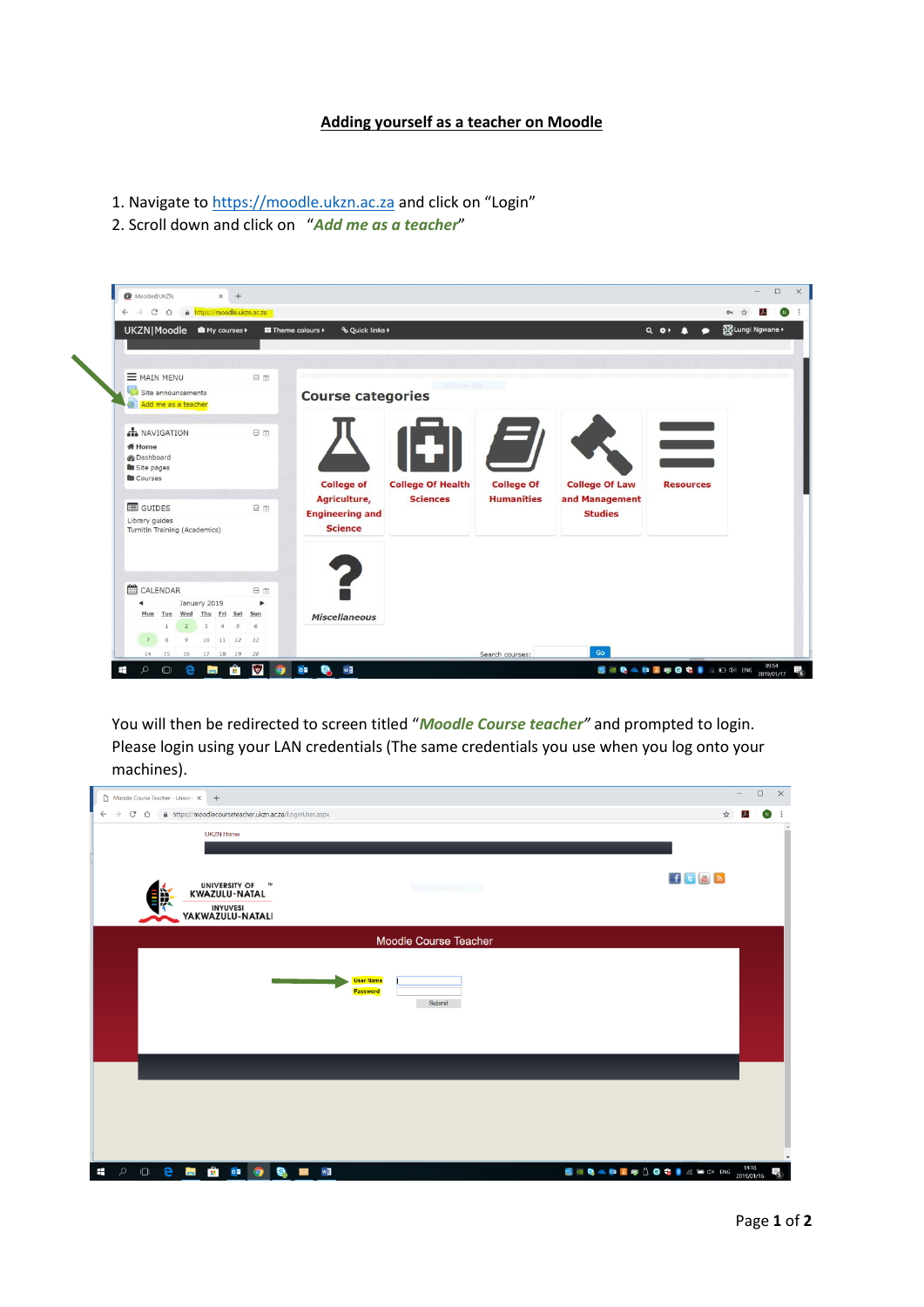## Adding yourself as a teacher on Moodle

1. Navigate to https://moodle.ukzn.ac.za and click on "Login"
2. Scroll down and click on "***Add me as a teacher***"

You will then be redirected to screen titled "***Moodle Course teacher***" and prompted to login. Please login using your LAN credentials (The same credentials you use when you log onto your machines).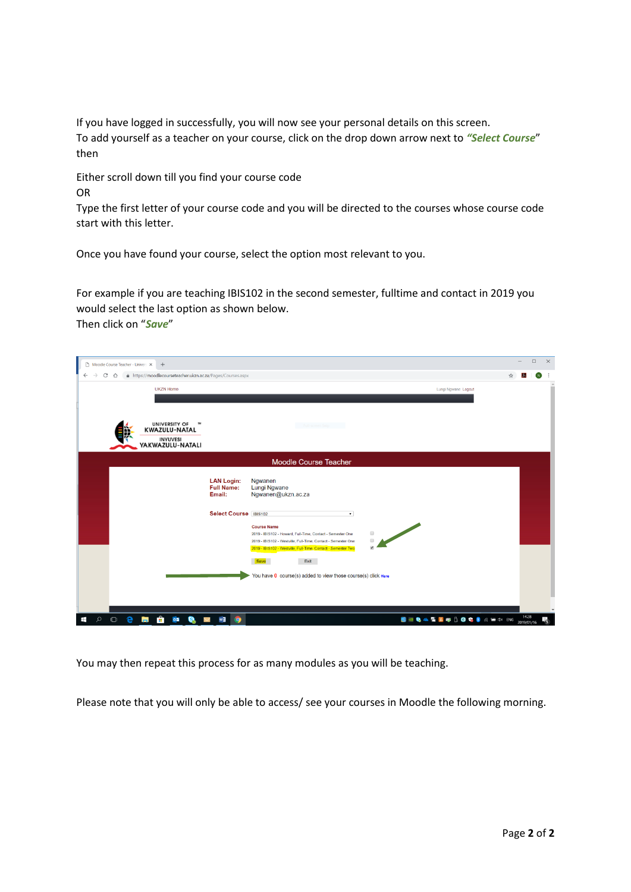If you have logged in successfully, you will now see your personal details on this screen.
To add yourself as a teacher on your course, click on the drop down arrow next to ***"Select Course"*** then

Either scroll down till you find your course code
OR
Type the first letter of your course code and you will be directed to the courses whose course code start with this letter.

Once you have found your course, select the option most relevant to you.

For example if you are teaching IBIS102 in the second semester, fulltime and contact in 2019 you would select the last option as shown below.
Then click on "***Save***"

You may then repeat this process for as many modules as you will be teaching.

Please note that you will only be able to access/ see your courses in Moodle the following morning.